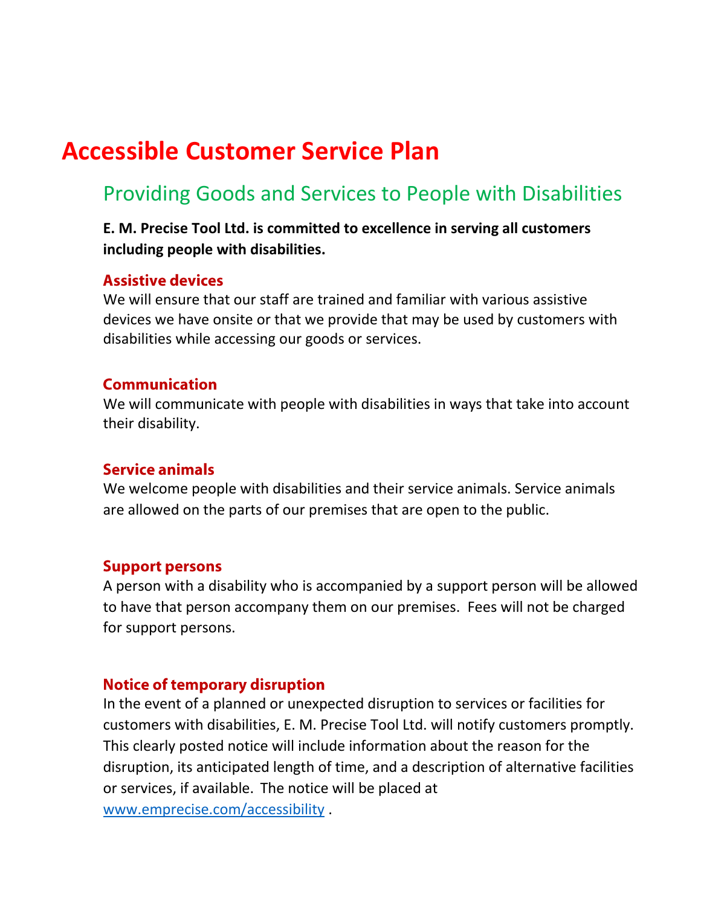# Accessible Customer Service Plan

## Providing Goods and Services to People with Disabilities

**E. M. Precise Tool Ltd. is committed to excellence in serving all customers including people with disabilities.**

### Assistive devices

We will ensure that our staff are trained and familiar with various assistive devices we have onsite or that we provide that may be used by customers with disabilities while accessing our goods or services.

### Communication

We will communicate with people with disabilities in ways that take into account their disability.

### Service animals

We welcome people with disabilities and their service animals. Service animals are allowed on the parts of our premises that are open to the public.

### Support persons

A person with a disability who is accompanied by a support person will be allowed to have that person accompany them on our premises. Fees will not be charged for support persons.

### Notice of temporary disruption

In the event of a planned or unexpected disruption to services or facilities for customers with disabilities, E. M. Precise Tool Ltd. will notify customers promptly. This clearly posted notice will include information about the reason for the disruption, its anticipated length of time, and a description of alternative facilities or services, if available. The notice will be placed at [www.emprecise.com/accessibility](http://www.emprecise.com/accessibility) .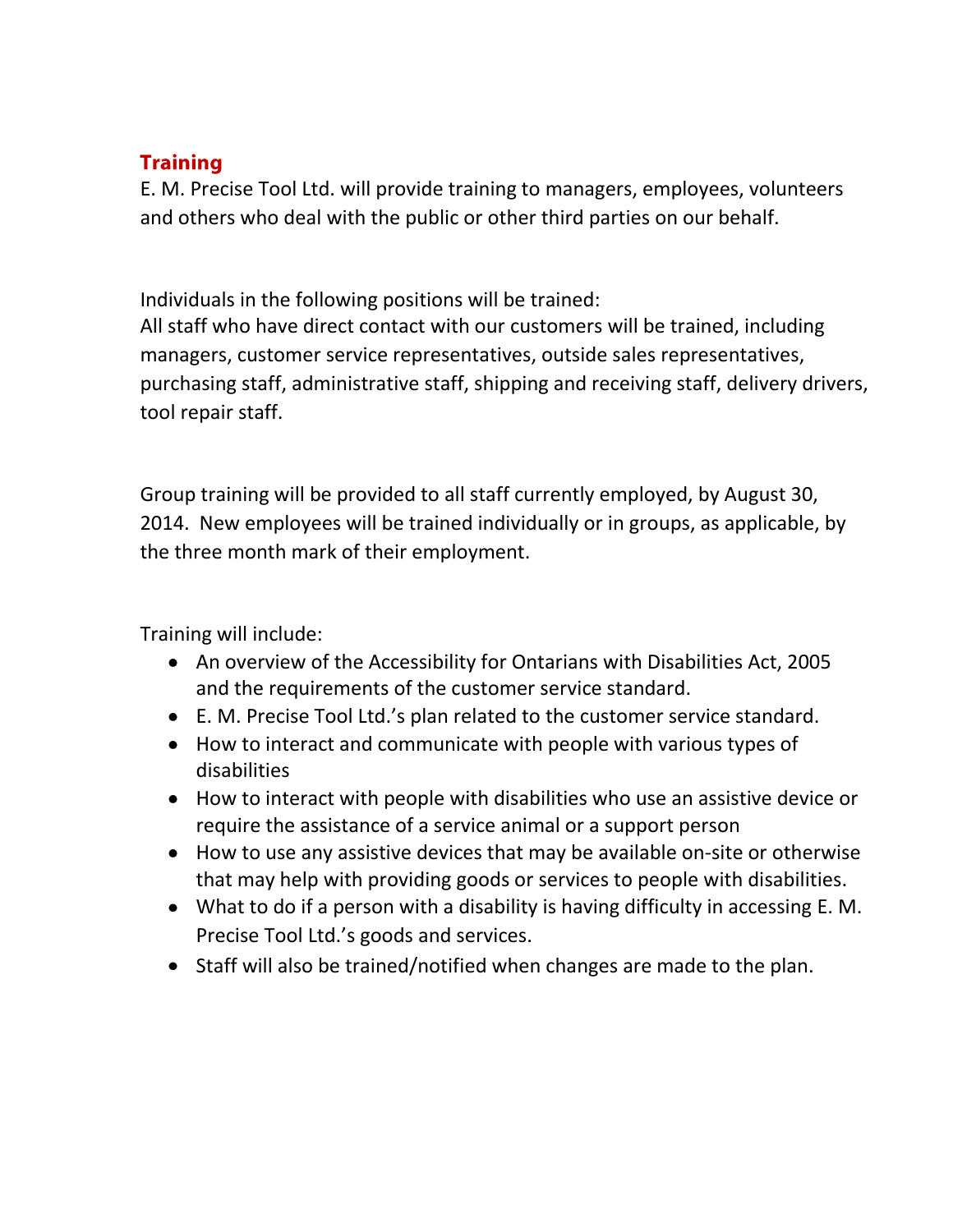## Training

E. M. Precise Tool Ltd. will provide training to managers, employees, volunteers and others who deal with the public or other third parties on our behalf.

Individuals in the following positions will be trained:
All staff who have direct contact with our customers will be trained, including managers, customer service representatives, outside sales representatives, purchasing staff, administrative staff, shipping and receiving staff, delivery drivers, tool repair staff.

Group training will be provided to all staff currently employed, by August 30, 2014. New employees will be trained individually or in groups, as applicable, by the three month mark of their employment.

Training will include:

- An overview of the Accessibility for Ontarians with Disabilities Act, 2005 and the requirements of the customer service standard.
- E. M. Precise Tool Ltd.'s plan related to the customer service standard.
- How to interact and communicate with people with various types of disabilities
- How to interact with people with disabilities who use an assistive device or require the assistance of a service animal or a support person
- How to use any assistive devices that may be available on-site or otherwise that may help with providing goods or services to people with disabilities.
- What to do if a person with a disability is having difficulty in accessing E. M. Precise Tool Ltd.'s goods and services.
- Staff will also be trained/notified when changes are made to the plan.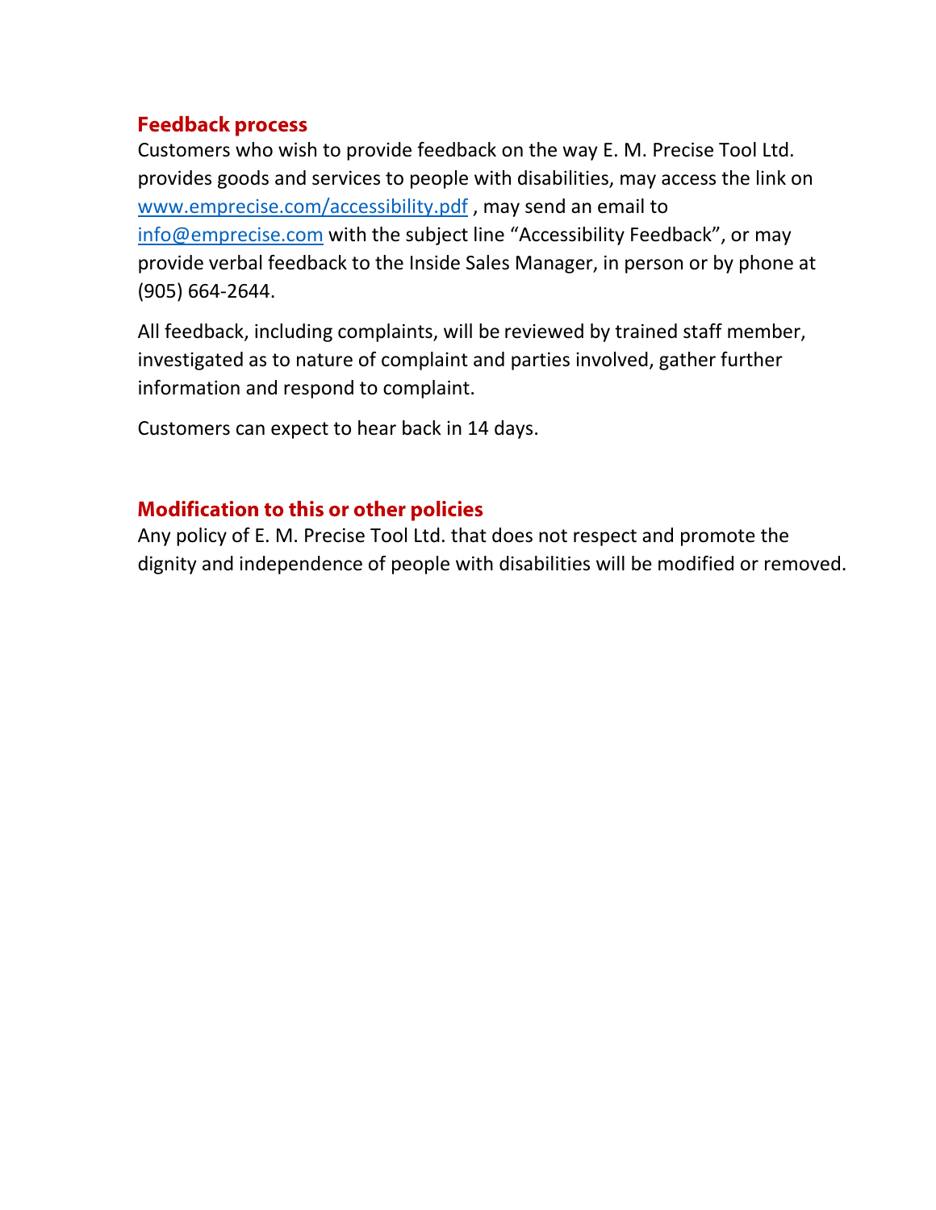## Feedback process

Customers who wish to provide feedback on the way E. M. Precise Tool Ltd. provides goods and services to people with disabilities, may access the link on www.emprecise.com/accessibility.pdf , may send an email to info@emprecise.com with the subject line "Accessibility Feedback", or may provide verbal feedback to the Inside Sales Manager, in person or by phone at (905) 664-2644.

All feedback, including complaints, will be reviewed by trained staff member, investigated as to nature of complaint and parties involved, gather further information and respond to complaint.

Customers can expect to hear back in 14 days.

## Modification to this or other policies

Any policy of E. M. Precise Tool Ltd. that does not respect and promote the dignity and independence of people with disabilities will be modified or removed.